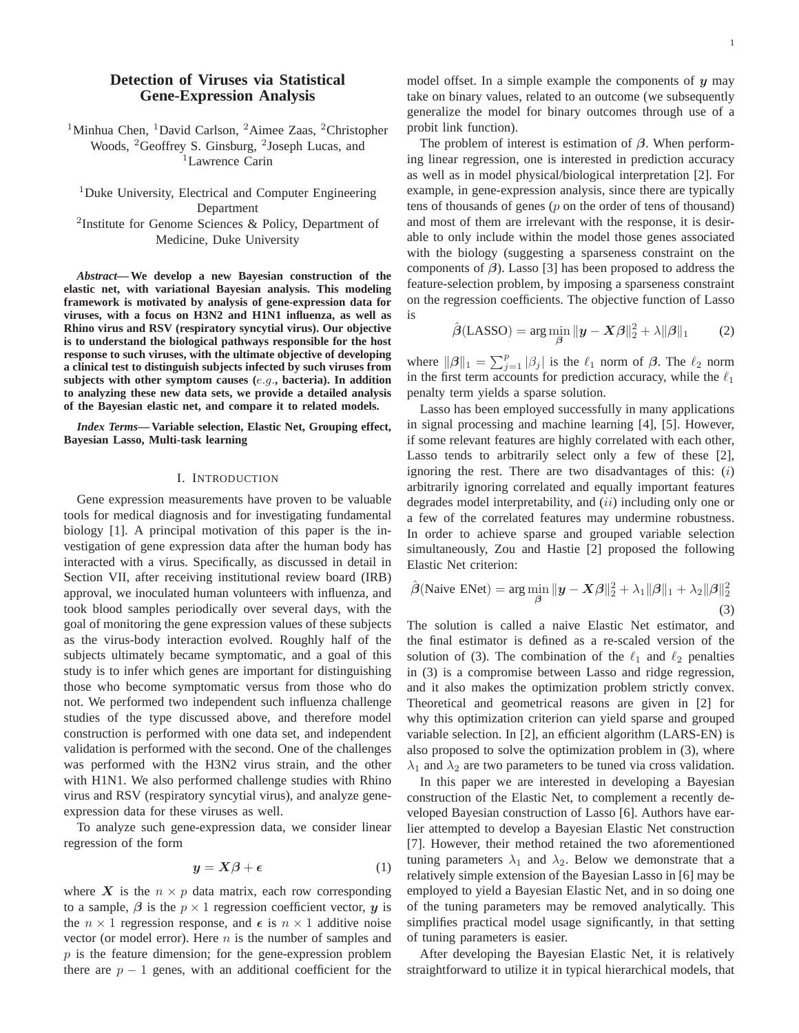# Detection of Viruses via Statistical Gene-Expression Analysis

[1]Minhua Chen, [1]David Carlson, [2]Aimee Zaas, [2]Christopher Woods, [2]Geoffrey S. Ginsburg, [2]Joseph Lucas, and [1]Lawrence Carin

[1]Duke University, Electrical and Computer Engineering Department

[2]Institute for Genome Sciences & Policy, Department of Medicine, Duke University

***Abstract*— We develop a new Bayesian construction of the elastic net, with variational Bayesian analysis. This modeling framework is motivated by analysis of gene-expression data for viruses, with a focus on H3N2 and H1N1 influenza, as well as Rhino virus and RSV (respiratory syncytial virus). Our objective is to understand the biological pathways responsible for the host response to such viruses, with the ultimate objective of developing a clinical test to distinguish subjects infected by such viruses from subjects with other symptom causes (*e.g.*, bacteria). In addition to analyzing these new data sets, we provide a detailed analysis of the Bayesian elastic net, and compare it to related models.**

***Index Terms*— Variable selection, Elastic Net, Grouping effect, Bayesian Lasso, Multi-task learning**

## I. Introduction

Gene expression measurements have proven to be valuable tools for medical diagnosis and for investigating fundamental biology [1]. A principal motivation of this paper is the investigation of gene expression data after the human body has interacted with a virus. Specifically, as discussed in detail in Section VII, after receiving institutional review board (IRB) approval, we inoculated human volunteers with influenza, and took blood samples periodically over several days, with the goal of monitoring the gene expression values of these subjects as the virus-body interaction evolved. Roughly half of the subjects ultimately became symptomatic, and a goal of this study is to infer which genes are important for distinguishing those who become symptomatic versus from those who do not. We performed two independent such influenza challenge studies of the type discussed above, and therefore model construction is performed with one data set, and independent validation is performed with the second. One of the challenges was performed with the H3N2 virus strain, and the other with H1N1. We also performed challenge studies with Rhino virus and RSV (respiratory syncytial virus), and analyze gene-expression data for these viruses as well.

To analyze such gene-expression data, we consider linear regression of the form

$$\boldsymbol{y} = \boldsymbol{X}\boldsymbol{\beta} + \boldsymbol{\epsilon} \tag{1}$$

where $\boldsymbol{X}$ is the $n \times p$ data matrix, each row corresponding to a sample, $\boldsymbol{\beta}$ is the $p \times 1$ regression coefficient vector, $\boldsymbol{y}$ is the $n \times 1$ regression response, and $\boldsymbol{\epsilon}$ is $n \times 1$ additive noise vector (or model error). Here $n$ is the number of samples and $p$ is the feature dimension; for the gene-expression problem there are $p-1$ genes, with an additional coefficient for the model offset. In a simple example the components of $\boldsymbol{y}$ may take on binary values, related to an outcome (we subsequently generalize the model for binary outcomes through use of a probit link function).

The problem of interest is estimation of $\boldsymbol{\beta}$. When performing linear regression, one is interested in prediction accuracy as well as in model physical/biological interpretation [2]. For example, in gene-expression analysis, since there are typically tens of thousands of genes ($p$ on the order of tens of thousand) and most of them are irrelevant with the response, it is desirable to only include within the model those genes associated with the biology (suggesting a sparseness constraint on the components of $\boldsymbol{\beta}$). Lasso [3] has been proposed to address the feature-selection problem, by imposing a sparseness constraint on the regression coefficients. The objective function of Lasso is

$$\hat{\boldsymbol{\beta}}(\text{LASSO}) = \arg\min_{\boldsymbol{\beta}} \|\boldsymbol{y} - \boldsymbol{X}\boldsymbol{\beta}\|_2^2 + \lambda\|\boldsymbol{\beta}\|_1 \tag{2}$$

where $\|\boldsymbol{\beta}\|_1 = \sum_{j=1}^{p} |\beta_j|$ is the $\ell_1$ norm of $\boldsymbol{\beta}$. The $\ell_2$ norm in the first term accounts for prediction accuracy, while the $\ell_1$ penalty term yields a sparse solution.

Lasso has been employed successfully in many applications in signal processing and machine learning [4], [5]. However, if some relevant features are highly correlated with each other, Lasso tends to arbitrarily select only a few of these [2], ignoring the rest. There are two disadvantages of this: ($i$) arbitrarily ignoring correlated and equally important features degrades model interpretability, and ($ii$) including only one or a few of the correlated features may undermine robustness. In order to achieve sparse and grouped variable selection simultaneously, Zou and Hastie [2] proposed the following Elastic Net criterion:

$$\hat{\boldsymbol{\beta}}(\text{Naive ENet}) = \arg\min_{\boldsymbol{\beta}} \|\boldsymbol{y} - \boldsymbol{X}\boldsymbol{\beta}\|_2^2 + \lambda_1\|\boldsymbol{\beta}\|_1 + \lambda_2\|\boldsymbol{\beta}\|_2^2 \tag{3}$$

The solution is called a naive Elastic Net estimator, and the final estimator is defined as a re-scaled version of the solution of (3). The combination of the $\ell_1$ and $\ell_2$ penalties in (3) is a compromise between Lasso and ridge regression, and it also makes the optimization problem strictly convex. Theoretical and geometrical reasons are given in [2] for why this optimization criterion can yield sparse and grouped variable selection. In [2], an efficient algorithm (LARS-EN) is also proposed to solve the optimization problem in (3), where $\lambda_1$ and $\lambda_2$ are two parameters to be tuned via cross validation.

In this paper we are interested in developing a Bayesian construction of the Elastic Net, to complement a recently developed Bayesian construction of Lasso [6]. Authors have earlier attempted to develop a Bayesian Elastic Net construction [7]. However, their method retained the two aforementioned tuning parameters $\lambda_1$ and $\lambda_2$. Below we demonstrate that a relatively simple extension of the Bayesian Lasso in [6] may be employed to yield a Bayesian Elastic Net, and in so doing one of the tuning parameters may be removed analytically. This simplifies practical model usage significantly, in that setting of tuning parameters is easier.

After developing the Bayesian Elastic Net, it is relatively straightforward to utilize it in typical hierarchical models, that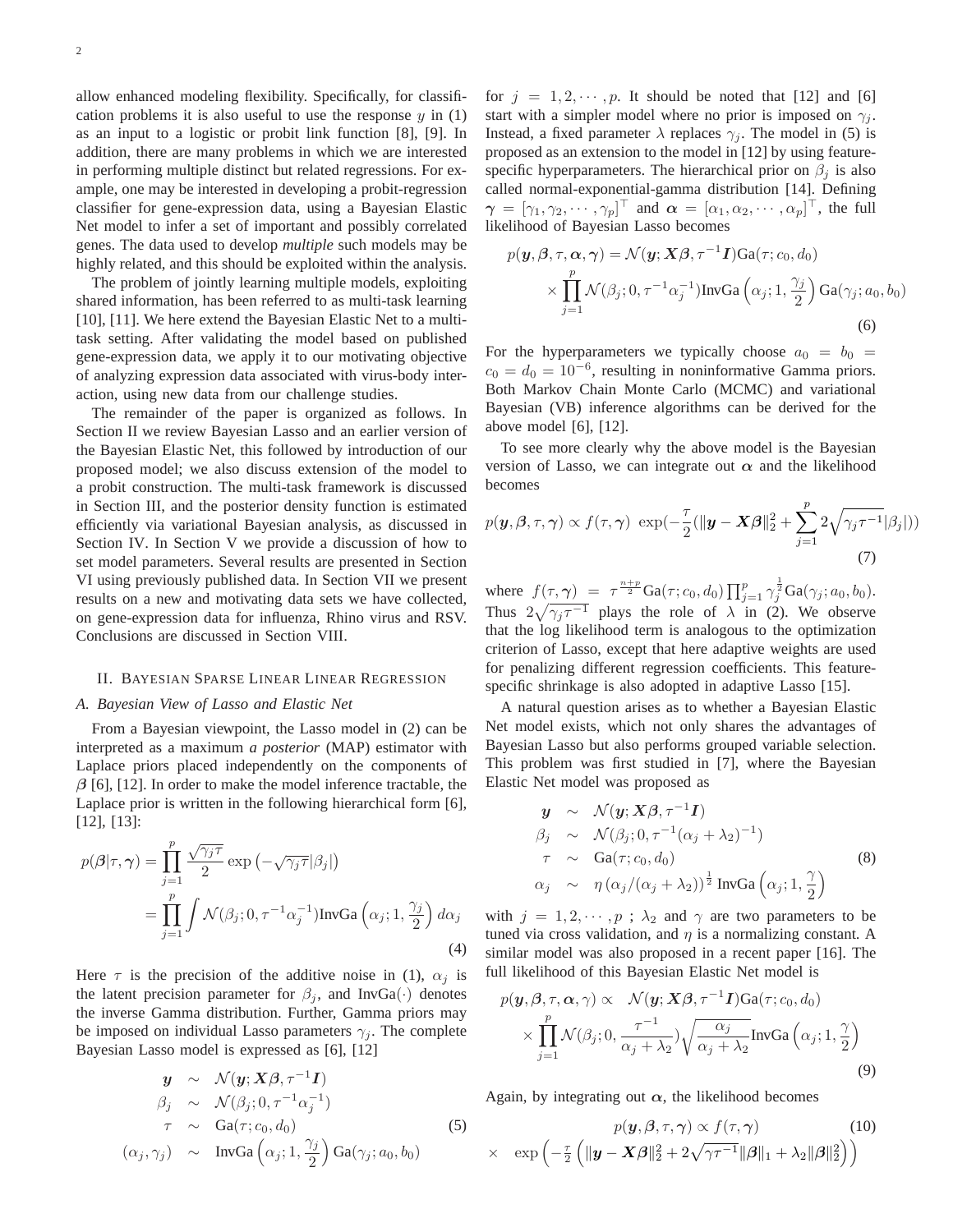allow enhanced modeling flexibility. Specifically, for classification problems it is also useful to use the response $y$ in (1) as an input to a logistic or probit link function [8], [9]. In addition, there are many problems in which we are interested in performing multiple distinct but related regressions. For example, one may be interested in developing a probit-regression classifier for gene-expression data, using a Bayesian Elastic Net model to infer a set of important and possibly correlated genes. The data used to develop *multiple* such models may be highly related, and this should be exploited within the analysis.

The problem of jointly learning multiple models, exploiting shared information, has been referred to as multi-task learning [10], [11]. We here extend the Bayesian Elastic Net to a multi-task setting. After validating the model based on published gene-expression data, we apply it to our motivating objective of analyzing expression data associated with virus-body interaction, using new data from our challenge studies.

The remainder of the paper is organized as follows. In Section II we review Bayesian Lasso and an earlier version of the Bayesian Elastic Net, this followed by introduction of our proposed model; we also discuss extension of the model to a probit construction. The multi-task framework is discussed in Section III, and the posterior density function is estimated efficiently via variational Bayesian analysis, as discussed in Section IV. In Section V we provide a discussion of how to set model parameters. Several results are presented in Section VI using previously published data. In Section VII we present results on a new and motivating data sets we have collected, on gene-expression data for influenza, Rhino virus and RSV. Conclusions are discussed in Section VIII.

## II. Bayesian Sparse Linear Linear Regression

### A. Bayesian View of Lasso and Elastic Net

From a Bayesian viewpoint, the Lasso model in (2) can be interpreted as a maximum *a posterior* (MAP) estimator with Laplace priors placed independently on the components of $\boldsymbol{\beta}$ [6], [12]. In order to make the model inference tractable, the Laplace prior is written in the following hierarchical form [6], [12], [13]:

$$
\begin{aligned}
p(\boldsymbol{\beta}|\tau,\boldsymbol{\gamma}) &= \prod_{j=1}^{p} \frac{\sqrt{\gamma_j \tau}}{2} \exp\left(-\sqrt{\gamma_j \tau}|\beta_j|\right) \\
&= \prod_{j=1}^{p} \int \mathcal{N}(\beta_j; 0, \tau^{-1}\alpha_j^{-1}) \text{InvGa}\left(\alpha_j; 1, \frac{\gamma_j}{2}\right) d\alpha_j
\end{aligned} \tag{4}
$$

Here $\tau$ is the precision of the additive noise in (1), $\alpha_j$ is the latent precision parameter for $\beta_j$, and InvGa$(\cdot)$ denotes the inverse Gamma distribution. Further, Gamma priors may be imposed on individual Lasso parameters $\gamma_j$. The complete Bayesian Lasso model is expressed as [6], [12]

$$
\begin{aligned}
\boldsymbol{y} &\sim \mathcal{N}(\boldsymbol{y}; \boldsymbol{X}\boldsymbol{\beta}, \tau^{-1}\boldsymbol{I}) \\
\beta_j &\sim \mathcal{N}(\beta_j; 0, \tau^{-1}\alpha_j^{-1}) \\
\tau &\sim \text{Ga}(\tau; c_0, d_0) \\
(\alpha_j, \gamma_j) &\sim \text{InvGa}\left(\alpha_j; 1, \frac{\gamma_j}{2}\right) \text{Ga}(\gamma_j; a_0, b_0)
\end{aligned} \tag{5}
$$

for $j = 1, 2, \cdots, p$. It should be noted that [12] and [6] start with a simpler model where no prior is imposed on $\gamma_j$. Instead, a fixed parameter $\lambda$ replaces $\gamma_j$. The model in (5) is proposed as an extension to the model in [12] by using feature-specific hyperparameters. The hierarchical prior on $\beta_j$ is also called normal-exponential-gamma distribution [14]. Defining $\boldsymbol{\gamma} = [\gamma_1, \gamma_2, \cdots, \gamma_p]^\top$ and $\boldsymbol{\alpha} = [\alpha_1, \alpha_2, \cdots, \alpha_p]^\top$, the full likelihood of Bayesian Lasso becomes

$$
\begin{aligned}
p(\boldsymbol{y}, \boldsymbol{\beta}, \tau, \boldsymbol{\alpha}, \boldsymbol{\gamma}) &= \mathcal{N}(\boldsymbol{y}; \boldsymbol{X}\boldsymbol{\beta}, \tau^{-1}\boldsymbol{I}) \text{Ga}(\tau; c_0, d_0) \\
&\times \prod_{j=1}^{p} \mathcal{N}(\beta_j; 0, \tau^{-1}\alpha_j^{-1}) \text{InvGa}\left(\alpha_j; 1, \frac{\gamma_j}{2}\right) \text{Ga}(\gamma_j; a_0, b_0)
\end{aligned} \tag{6}
$$

For the hyperparameters we typically choose $a_0 = b_0 = c_0 = d_0 = 10^{-6}$, resulting in noninformative Gamma priors. Both Markov Chain Monte Carlo (MCMC) and variational Bayesian (VB) inference algorithms can be derived for the above model [6], [12].

To see more clearly why the above model is the Bayesian version of Lasso, we can integrate out $\boldsymbol{\alpha}$ and the likelihood becomes

$$
p(\boldsymbol{y}, \boldsymbol{\beta}, \tau, \boldsymbol{\gamma}) \propto f(\tau, \boldsymbol{\gamma}) \ \exp\left(-\frac{\tau}{2}\left(\|\boldsymbol{y} - \boldsymbol{X}\boldsymbol{\beta}\|_2^2 + \sum_{j=1}^{p} 2\sqrt{\gamma_j \tau^{-1}}|\beta_j|\right)\right) \tag{7}
$$

where $f(\tau, \boldsymbol{\gamma}) = \tau^{\frac{n+p}{2}} \text{Ga}(\tau; c_0, d_0) \prod_{j=1}^{p} \gamma_j^{\frac{1}{2}} \text{Ga}(\gamma_j; a_0, b_0)$. Thus $2\sqrt{\gamma_j \tau^{-1}}$ plays the role of $\lambda$ in (2). We observe that the log likelihood term is analogous to the optimization criterion of Lasso, except that here adaptive weights are used for penalizing different regression coefficients. This feature-specific shrinkage is also adopted in adaptive Lasso [15].

A natural question arises as to whether a Bayesian Elastic Net model exists, which not only shares the advantages of Bayesian Lasso but also performs grouped variable selection. This problem was first studied in [7], where the Bayesian Elastic Net model was proposed as

$$
\begin{aligned}
\boldsymbol{y} &\sim \mathcal{N}(\boldsymbol{y}; \boldsymbol{X}\boldsymbol{\beta}, \tau^{-1}\boldsymbol{I}) \\
\beta_j &\sim \mathcal{N}(\beta_j; 0, \tau^{-1}(\alpha_j + \lambda_2)^{-1}) \\
\tau &\sim \text{Ga}(\tau; c_0, d_0) \\
\alpha_j &\sim \eta \left(\alpha_j/(\alpha_j + \lambda_2)\right)^{\frac{1}{2}} \text{InvGa}\left(\alpha_j; 1, \frac{\gamma}{2}\right)
\end{aligned} \tag{8}
$$

with $j = 1, 2, \cdots, p$ ; $\lambda_2$ and $\gamma$ are two parameters to be tuned via cross validation, and $\eta$ is a normalizing constant. A similar model was also proposed in a recent paper [16]. The full likelihood of this Bayesian Elastic Net model is

$$
\begin{aligned}
p(\boldsymbol{y}, \boldsymbol{\beta}, \tau, \boldsymbol{\alpha}, \gamma) \propto \ & \mathcal{N}(\boldsymbol{y}; \boldsymbol{X}\boldsymbol{\beta}, \tau^{-1}\boldsymbol{I}) \text{Ga}(\tau; c_0, d_0) \\
&\times \prod_{j=1}^{p} \mathcal{N}(\beta_j; 0, \frac{\tau^{-1}}{\alpha_j + \lambda_2}) \sqrt{\frac{\alpha_j}{\alpha_j + \lambda_2}} \text{InvGa}\left(\alpha_j; 1, \frac{\gamma}{2}\right)
\end{aligned} \tag{9}
$$

Again, by integrating out $\boldsymbol{\alpha}$, the likelihood becomes

$$
\begin{aligned}
& p(\boldsymbol{y}, \boldsymbol{\beta}, \tau, \boldsymbol{\gamma}) \propto f(\tau, \boldsymbol{\gamma}) \\
\times \ & \exp\left(-\frac{\tau}{2}\left(\|\boldsymbol{y} - \boldsymbol{X}\boldsymbol{\beta}\|_2^2 + 2\sqrt{\gamma\tau^{-1}}\|\boldsymbol{\beta}\|_1 + \lambda_2\|\boldsymbol{\beta}\|_2^2\right)\right)
\end{aligned} \tag{10}
$$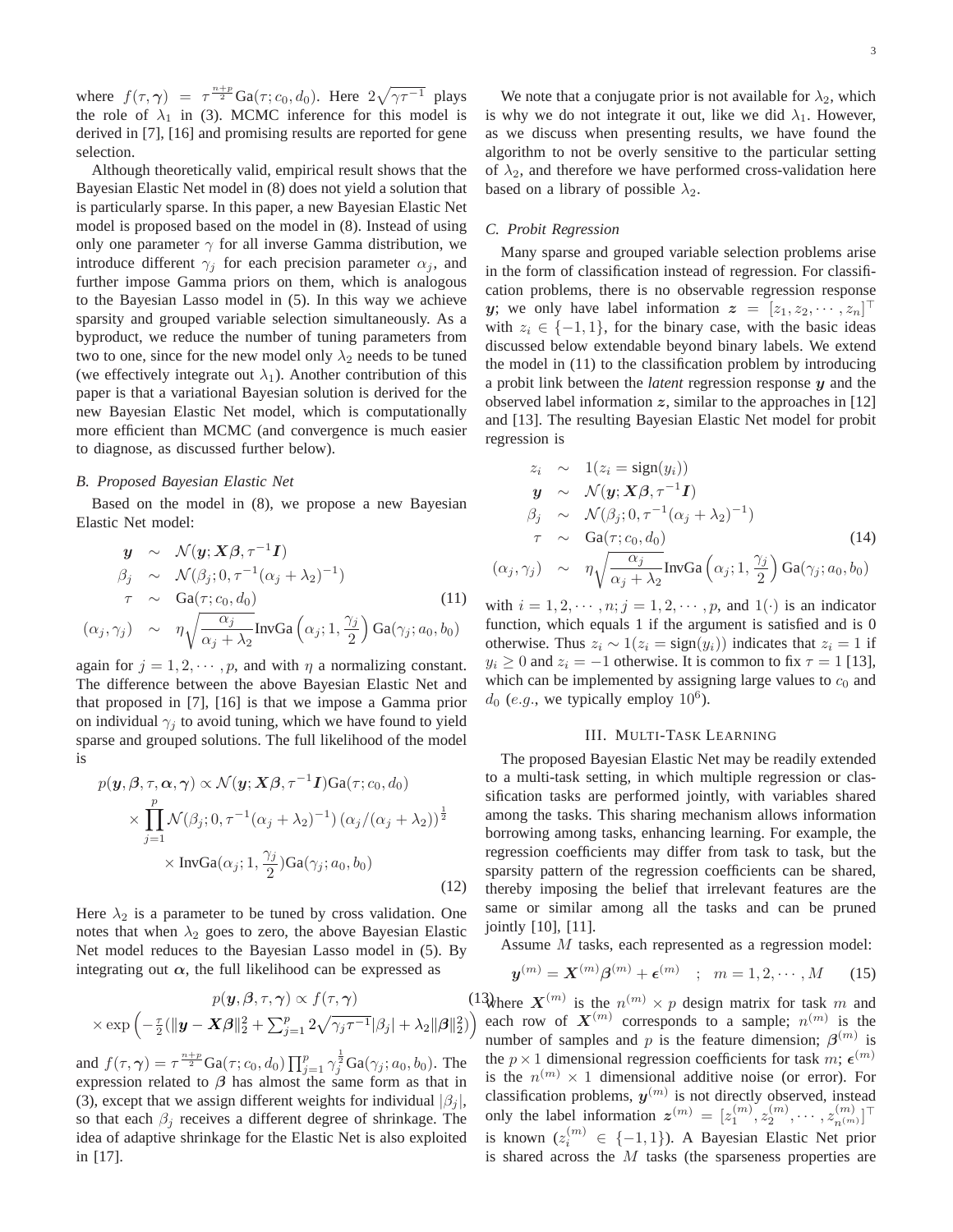where $f(\tau, \boldsymbol{\gamma}) = \tau^{\frac{n+p}{2}}\text{Ga}(\tau; c_0, d_0)$. Here $2\sqrt{\gamma\tau^{-1}}$ plays the role of $\lambda_1$ in (3). MCMC inference for this model is derived in [7], [16] and promising results are reported for gene selection.

Although theoretically valid, empirical result shows that the Bayesian Elastic Net model in (8) does not yield a solution that is particularly sparse. In this paper, a new Bayesian Elastic Net model is proposed based on the model in (8). Instead of using only one parameter $\gamma$ for all inverse Gamma distribution, we introduce different $\gamma_j$ for each precision parameter $\alpha_j$, and further impose Gamma priors on them, which is analogous to the Bayesian Lasso model in (5). In this way we achieve sparsity and grouped variable selection simultaneously. As a byproduct, we reduce the number of tuning parameters from two to one, since for the new model only $\lambda_2$ needs to be tuned (we effectively integrate out $\lambda_1$). Another contribution of this paper is that a variational Bayesian solution is derived for the new Bayesian Elastic Net model, which is computationally more efficient than MCMC (and convergence is much easier to diagnose, as discussed further below).

### B. Proposed Bayesian Elastic Net

Based on the model in (8), we propose a new Bayesian Elastic Net model:

$$
\begin{aligned}
\boldsymbol{y} &\sim \mathcal{N}(\boldsymbol{y}; \boldsymbol{X}\boldsymbol{\beta}, \tau^{-1}\boldsymbol{I}) \\
\beta_j &\sim \mathcal{N}(\beta_j; 0, \tau^{-1}(\alpha_j + \lambda_2)^{-1}) \\
\tau &\sim \text{Ga}(\tau; c_0, d_0) \\
(\alpha_j, \gamma_j) &\sim \eta\sqrt{\frac{\alpha_j}{\alpha_j + \lambda_2}}\text{InvGa}\left(\alpha_j; 1, \frac{\gamma_j}{2}\right)\text{Ga}(\gamma_j; a_0, b_0)
\end{aligned}
\tag{11}
$$

again for $j = 1, 2, \cdots, p$, and with $\eta$ a normalizing constant. The difference between the above Bayesian Elastic Net and that proposed in [7], [16] is that we impose a Gamma prior on individual $\gamma_j$ to avoid tuning, which we have found to yield sparse and grouped solutions. The full likelihood of the model is

$$
\begin{aligned}
p(\boldsymbol{y}, \boldsymbol{\beta}, \tau, \boldsymbol{\alpha}, \boldsymbol{\gamma}) &\propto \mathcal{N}(\boldsymbol{y}; \boldsymbol{X}\boldsymbol{\beta}, \tau^{-1}\boldsymbol{I})\text{Ga}(\tau; c_0, d_0) \\
&\times \prod_{j=1}^{p} \mathcal{N}(\beta_j; 0, \tau^{-1}(\alpha_j + \lambda_2)^{-1})\left(\alpha_j/(\alpha_j + \lambda_2)\right)^{\frac{1}{2}} \\
&\times \text{InvGa}(\alpha_j; 1, \frac{\gamma_j}{2})\text{Ga}(\gamma_j; a_0, b_0)
\end{aligned}
\tag{12}
$$

Here $\lambda_2$ is a parameter to be tuned by cross validation. One notes that when $\lambda_2$ goes to zero, the above Bayesian Elastic Net model reduces to the Bayesian Lasso model in (5). By integrating out $\boldsymbol{\alpha}$, the full likelihood can be expressed as

$$
\begin{aligned}
&p(\boldsymbol{y}, \boldsymbol{\beta}, \tau, \boldsymbol{\gamma}) \propto f(\tau, \boldsymbol{\gamma}) \\
&\times \exp\left(-\frac{\tau}{2}(\|\boldsymbol{y} - \boldsymbol{X}\boldsymbol{\beta}\|_2^2 + \textstyle\sum_{j=1}^{p} 2\sqrt{\gamma_j\tau^{-1}}|\beta_j| + \lambda_2\|\boldsymbol{\beta}\|_2^2)\right)
\end{aligned}
\tag{13}
$$

and $f(\tau, \boldsymbol{\gamma}) = \tau^{\frac{n+p}{2}}\text{Ga}(\tau; c_0, d_0)\prod_{j=1}^{p}\gamma_j^{\frac{1}{2}}\text{Ga}(\gamma_j; a_0, b_0)$. The expression related to $\boldsymbol{\beta}$ has almost the same form as that in (3), except that we assign different weights for individual $|\beta_j|$, so that each $\beta_j$ receives a different degree of shrinkage. The idea of adaptive shrinkage for the Elastic Net is also exploited in [17].

We note that a conjugate prior is not available for $\lambda_2$, which is why we do not integrate it out, like we did $\lambda_1$. However, as we discuss when presenting results, we have found the algorithm to not be overly sensitive to the particular setting of $\lambda_2$, and therefore we have performed cross-validation here based on a library of possible $\lambda_2$.

### C. Probit Regression

Many sparse and grouped variable selection problems arise in the form of classification instead of regression. For classification problems, there is no observable regression response $\boldsymbol{y}$; we only have label information $\boldsymbol{z} = [z_1, z_2, \cdots, z_n]^\top$ with $z_i \in \{-1, 1\}$, for the binary case, with the basic ideas discussed below extendable beyond binary labels. We extend the model in (11) to the classification problem by introducing a probit link between the *latent* regression response $\boldsymbol{y}$ and the observed label information $\boldsymbol{z}$, similar to the approaches in [12] and [13]. The resulting Bayesian Elastic Net model for probit regression is

$$
\begin{aligned}
z_i &\sim 1(z_i = \text{sign}(y_i)) \\
\boldsymbol{y} &\sim \mathcal{N}(\boldsymbol{y}; \boldsymbol{X}\boldsymbol{\beta}, \tau^{-1}\boldsymbol{I}) \\
\beta_j &\sim \mathcal{N}(\beta_j; 0, \tau^{-1}(\alpha_j + \lambda_2)^{-1}) \\
\tau &\sim \text{Ga}(\tau; c_0, d_0) \\
(\alpha_j, \gamma_j) &\sim \eta\sqrt{\frac{\alpha_j}{\alpha_j + \lambda_2}}\text{InvGa}\left(\alpha_j; 1, \frac{\gamma_j}{2}\right)\text{Ga}(\gamma_j; a_0, b_0)
\end{aligned}
\tag{14}
$$

with $i = 1, 2, \cdots, n; j = 1, 2, \cdots, p$, and $1(\cdot)$ is an indicator function, which equals 1 if the argument is satisfied and is 0 otherwise. Thus $z_i \sim 1(z_i = \text{sign}(y_i))$ indicates that $z_i = 1$ if $y_i \geq 0$ and $z_i = -1$ otherwise. It is common to fix $\tau = 1$ [13], which can be implemented by assigning large values to $c_0$ and $d_0$ (*e.g.*, we typically employ $10^6$).

## III. Multi-Task Learning

The proposed Bayesian Elastic Net may be readily extended to a multi-task setting, in which multiple regression or classification tasks are performed jointly, with variables shared among the tasks. This sharing mechanism allows information borrowing among tasks, enhancing learning. For example, the regression coefficients may differ from task to task, but the sparsity pattern of the regression coefficients can be shared, thereby imposing the belief that irrelevant features are the same or similar among all the tasks and can be pruned jointly [10], [11].

Assume $M$ tasks, each represented as a regression model:

$$
\boldsymbol{y}^{(m)} = \boldsymbol{X}^{(m)}\boldsymbol{\beta}^{(m)} + \boldsymbol{\epsilon}^{(m)} \quad ; \quad m = 1, 2, \cdots, M \tag{15}
$$

where $\boldsymbol{X}^{(m)}$ is the $n^{(m)} \times p$ design matrix for task $m$ and each row of $\boldsymbol{X}^{(m)}$ corresponds to a sample; $n^{(m)}$ is the number of samples and $p$ is the feature dimension; $\boldsymbol{\beta}^{(m)}$ is the $p \times 1$ dimensional regression coefficients for task $m$; $\boldsymbol{\epsilon}^{(m)}$ is the $n^{(m)} \times 1$ dimensional additive noise (or error). For classification problems, $\boldsymbol{y}^{(m)}$ is not directly observed, instead only the label information $\boldsymbol{z}^{(m)} = [z_1^{(m)}, z_2^{(m)}, \cdots, z_{n^{(m)}}^{(m)}]^\top$ is known ($z_i^{(m)} \in \{-1, 1\}$). A Bayesian Elastic Net prior is shared across the $M$ tasks (the sparseness properties are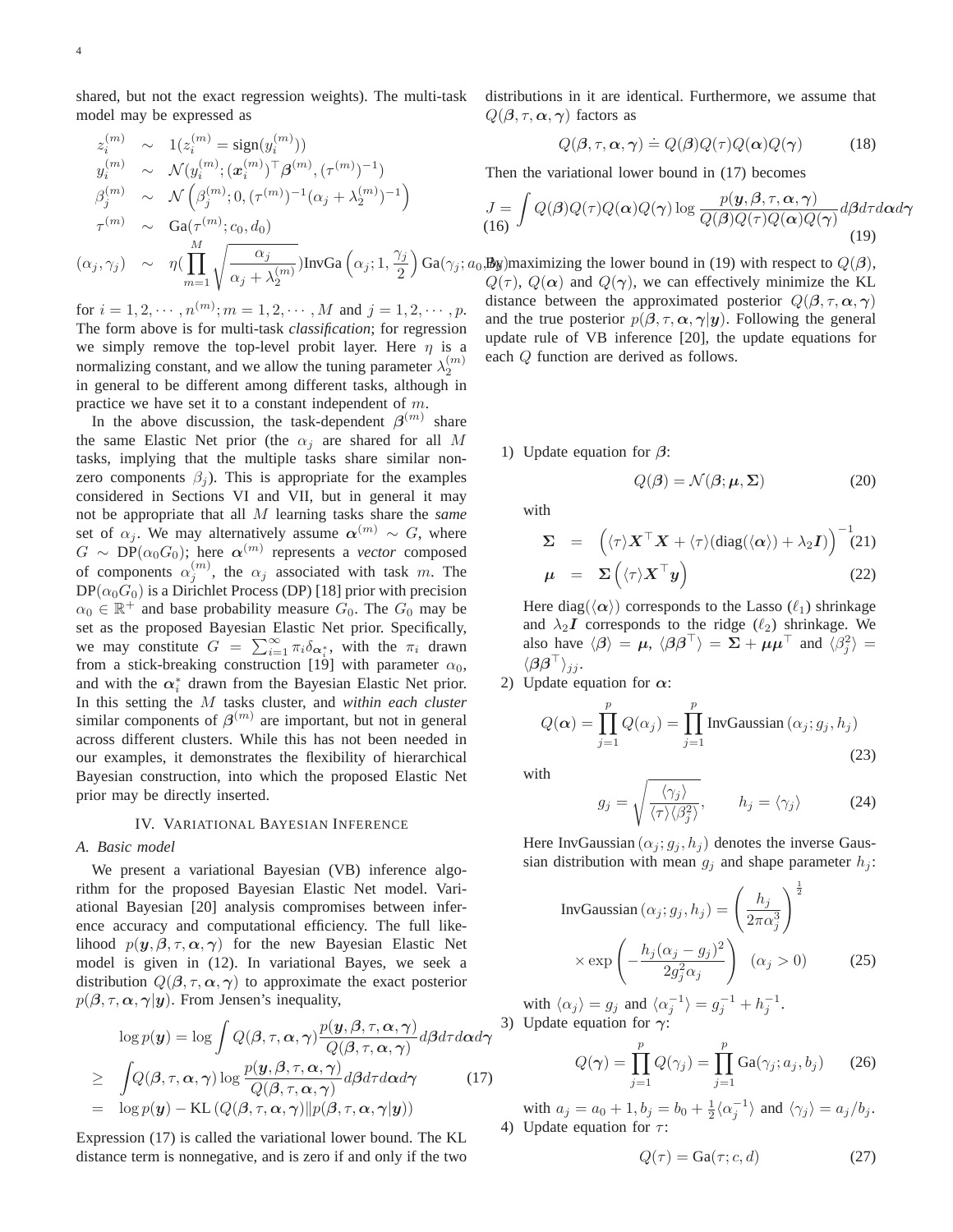shared, but not the exact regression weights). The multi-task model may be expressed as

$$
\begin{aligned}
z_i^{(m)} &\sim 1(z_i^{(m)} = \text{sign}(y_i^{(m)})) \\
y_i^{(m)} &\sim \mathcal{N}(y_i^{(m)}; (\boldsymbol{x}_i^{(m)})^\top \boldsymbol{\beta}^{(m)}, (\tau^{(m)})^{-1}) \\
\beta_j^{(m)} &\sim \mathcal{N}\left(\beta_j^{(m)}; 0, (\tau^{(m)})^{-1}(\alpha_j + \lambda_2^{(m)})^{-1}\right) \\
\tau^{(m)} &\sim \text{Ga}(\tau^{(m)}; c_0, d_0) \\
(\alpha_j, \gamma_j) &\sim \eta(\prod_{m=1}^{M} \sqrt{\frac{\alpha_j}{\alpha_j + \lambda_2^{(m)}}})\text{InvGa}\left(\alpha_j; 1, \frac{\gamma_j}{2}\right)\text{Ga}(\gamma_j; a_0, b_0)
\end{aligned}
\quad (16)
$$

for $i = 1, 2, \cdots, n^{(m)}; m = 1, 2, \cdots, M$ and $j = 1, 2, \cdots, p$. The form above is for multi-task *classification*; for regression we simply remove the top-level probit layer. Here $\eta$ is a normalizing constant, and we allow the tuning parameter $\lambda_2^{(m)}$ in general to be different among different tasks, although in practice we have set it to a constant independent of $m$.

In the above discussion, the task-dependent $\boldsymbol{\beta}^{(m)}$ share the same Elastic Net prior (the $\alpha_j$ are shared for all $M$ tasks, implying that the multiple tasks share similar non-zero components $\beta_j$). This is appropriate for the examples considered in Sections VI and VII, but in general it may not be appropriate that all $M$ learning tasks share the *same* set of $\alpha_j$. We may alternatively assume $\boldsymbol{\alpha}^{(m)} \sim G$, where $G \sim \text{DP}(\alpha_0 G_0)$; here $\boldsymbol{\alpha}^{(m)}$ represents a *vector* composed of components $\alpha_j^{(m)}$, the $\alpha_j$ associated with task $m$. The $\text{DP}(\alpha_0 G_0)$ is a Dirichlet Process (DP) [18] prior with precision $\alpha_0 \in \mathbb{R}^+$ and base probability measure $G_0$. The $G_0$ may be set as the proposed Bayesian Elastic Net prior. Specifically, we may constitute $G = \sum_{i=1}^{\infty} \pi_i \delta_{\boldsymbol{\alpha}_i^*}$, with the $\pi_i$ drawn from a stick-breaking construction [19] with parameter $\alpha_0$, and with the $\boldsymbol{\alpha}_i^*$ drawn from the Bayesian Elastic Net prior. In this setting the $M$ tasks cluster, and *within each cluster* similar components of $\boldsymbol{\beta}^{(m)}$ are important, but not in general across different clusters. While this has not been needed in our examples, it demonstrates the flexibility of hierarchical Bayesian construction, into which the proposed Elastic Net prior may be directly inserted.

## IV. Variational Bayesian Inference

### A. Basic model

We present a variational Bayesian (VB) inference algorithm for the proposed Bayesian Elastic Net model. Variational Bayesian [20] analysis compromises between inference accuracy and computational efficiency. The full likelihood $p(\boldsymbol{y}, \boldsymbol{\beta}, \tau, \boldsymbol{\alpha}, \boldsymbol{\gamma})$ for the new Bayesian Elastic Net model is given in (12). In variational Bayes, we seek a distribution $Q(\boldsymbol{\beta}, \tau, \boldsymbol{\alpha}, \boldsymbol{\gamma})$ to approximate the exact posterior $p(\boldsymbol{\beta}, \tau, \boldsymbol{\alpha}, \boldsymbol{\gamma}|\boldsymbol{y})$. From Jensen's inequality,

$$
\begin{aligned}
&\log p(\boldsymbol{y}) = \log \int Q(\boldsymbol{\beta}, \tau, \boldsymbol{\alpha}, \boldsymbol{\gamma}) \frac{p(\boldsymbol{y}, \boldsymbol{\beta}, \tau, \boldsymbol{\alpha}, \boldsymbol{\gamma})}{Q(\boldsymbol{\beta}, \tau, \boldsymbol{\alpha}, \boldsymbol{\gamma})} d\boldsymbol{\beta} d\tau d\boldsymbol{\alpha} d\boldsymbol{\gamma} \\
\geq\ & \int Q(\boldsymbol{\beta}, \tau, \boldsymbol{\alpha}, \boldsymbol{\gamma}) \log \frac{p(\boldsymbol{y}, \boldsymbol{\beta}, \tau, \boldsymbol{\alpha}, \boldsymbol{\gamma})}{Q(\boldsymbol{\beta}, \tau, \boldsymbol{\alpha}, \boldsymbol{\gamma})} d\boldsymbol{\beta} d\tau d\boldsymbol{\alpha} d\boldsymbol{\gamma} \quad (17) \\
=\ & \log p(\boldsymbol{y}) - \text{KL}\left(Q(\boldsymbol{\beta}, \tau, \boldsymbol{\alpha}, \boldsymbol{\gamma}) \| p(\boldsymbol{\beta}, \tau, \boldsymbol{\alpha}, \boldsymbol{\gamma}|\boldsymbol{y})\right)
\end{aligned}
$$

Expression (17) is called the variational lower bound. The KL distance term is nonnegative, and is zero if and only if the two distributions in it are identical. Furthermore, we assume that $Q(\boldsymbol{\beta}, \tau, \boldsymbol{\alpha}, \boldsymbol{\gamma})$ factors as

$$
Q(\boldsymbol{\beta}, \tau, \boldsymbol{\alpha}, \boldsymbol{\gamma}) \doteq Q(\boldsymbol{\beta})Q(\tau)Q(\boldsymbol{\alpha})Q(\boldsymbol{\gamma}) \quad (18)
$$

Then the variational lower bound in (17) becomes

$$
J = \int Q(\boldsymbol{\beta})Q(\tau)Q(\boldsymbol{\alpha})Q(\boldsymbol{\gamma}) \log \frac{p(\boldsymbol{y}, \boldsymbol{\beta}, \tau, \boldsymbol{\alpha}, \boldsymbol{\gamma})}{Q(\boldsymbol{\beta})Q(\tau)Q(\boldsymbol{\alpha})Q(\boldsymbol{\gamma})} d\boldsymbol{\beta} d\tau d\boldsymbol{\alpha} d\boldsymbol{\gamma} \quad (19)
$$

By maximizing the lower bound in (19) with respect to $Q(\boldsymbol{\beta})$, $Q(\tau)$, $Q(\boldsymbol{\alpha})$ and $Q(\boldsymbol{\gamma})$, we can effectively minimize the KL distance between the approximated posterior $Q(\boldsymbol{\beta}, \tau, \boldsymbol{\alpha}, \boldsymbol{\gamma})$ and the true posterior $p(\boldsymbol{\beta}, \tau, \boldsymbol{\alpha}, \boldsymbol{\gamma}|\boldsymbol{y})$. Following the general update rule of VB inference [20], the update equations for each $Q$ function are derived as follows.

1) Update equation for $\boldsymbol{\beta}$:

$$
Q(\boldsymbol{\beta}) = \mathcal{N}(\boldsymbol{\beta}; \boldsymbol{\mu}, \boldsymbol{\Sigma}) \quad (20)
$$

with

$$
\begin{aligned}
\boldsymbol{\Sigma} &= \left(\langle\tau\rangle \boldsymbol{X}^\top \boldsymbol{X} + \langle\tau\rangle(\text{diag}(\langle\boldsymbol{\alpha}\rangle) + \lambda_2 \boldsymbol{I})\right)^{-1} \quad (21) \\
\boldsymbol{\mu} &= \boldsymbol{\Sigma}\left(\langle\tau\rangle \boldsymbol{X}^\top \boldsymbol{y}\right) \quad (22)
\end{aligned}
$$

Here $\text{diag}(\langle\boldsymbol{\alpha}\rangle)$ corresponds to the Lasso ($\ell_1$) shrinkage and $\lambda_2 \boldsymbol{I}$ corresponds to the ridge ($\ell_2$) shrinkage. We also have $\langle\boldsymbol{\beta}\rangle = \boldsymbol{\mu}$, $\langle\boldsymbol{\beta}\boldsymbol{\beta}^\top\rangle = \boldsymbol{\Sigma} + \boldsymbol{\mu}\boldsymbol{\mu}^\top$ and $\langle\beta_j^2\rangle = \langle\boldsymbol{\beta}\boldsymbol{\beta}^\top\rangle_{jj}$.

2) Update equation for $\boldsymbol{\alpha}$:

$$
Q(\boldsymbol{\alpha}) = \prod_{j=1}^{p} Q(\alpha_j) = \prod_{j=1}^{p} \text{InvGaussian}\left(\alpha_j; g_j, h_j\right) \quad (23)
$$

with

$$
g_j = \sqrt{\frac{\langle\gamma_j\rangle}{\langle\tau\rangle\langle\beta_j^2\rangle}}, \qquad h_j = \langle\gamma_j\rangle \quad (24)
$$

Here $\text{InvGaussian}\left(\alpha_j; g_j, h_j\right)$ denotes the inverse Gaussian distribution with mean $g_j$ and shape parameter $h_j$:

$$
\text{InvGaussian}\left(\alpha_j; g_j, h_j\right) = \left(\frac{h_j}{2\pi\alpha_j^3}\right)^{\frac{1}{2}} \times \exp\left(-\frac{h_j(\alpha_j - g_j)^2}{2g_j^2\alpha_j}\right) \quad (\alpha_j > 0) \quad (25)
$$

with $\langle\alpha_j\rangle = g_j$ and $\langle\alpha_j^{-1}\rangle = g_j^{-1} + h_j^{-1}$.

3) Update equation for $\boldsymbol{\gamma}$:

$$
Q(\boldsymbol{\gamma}) = \prod_{j=1}^{p} Q(\gamma_j) = \prod_{j=1}^{p} \text{Ga}(\gamma_j; a_j, b_j) \quad (26)
$$

with $a_j = a_0 + 1, b_j = b_0 + \frac{1}{2}\langle\alpha_j^{-1}\rangle$ and $\langle\gamma_j\rangle = a_j / b_j$.

4) Update equation for $\tau$:

$$
Q(\tau) = \text{Ga}(\tau; c, d) \quad (27)
$$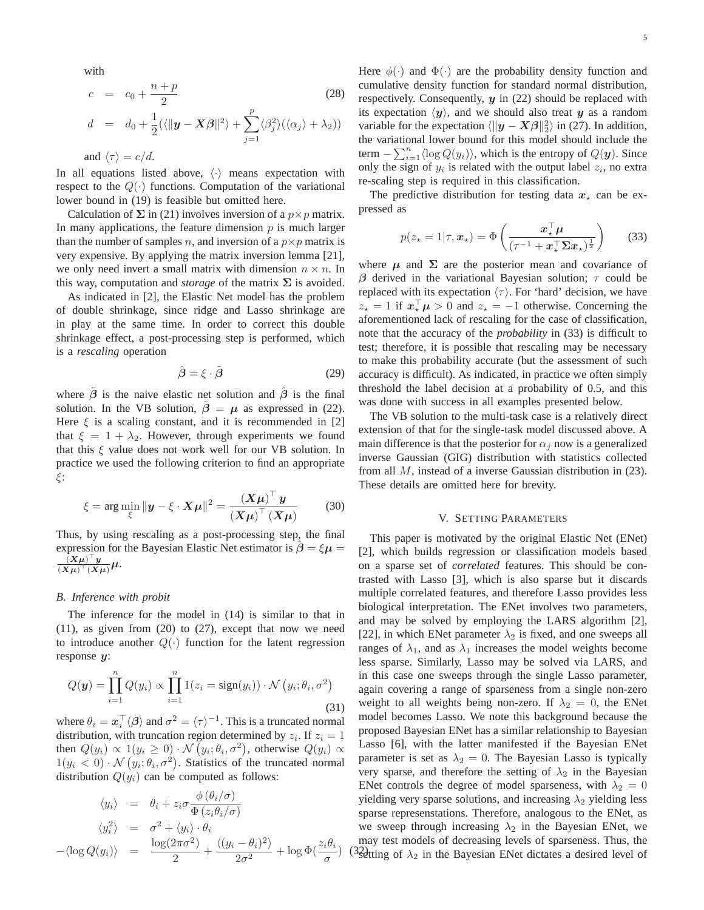with

$$
\begin{aligned}
c &= c_0 + \frac{n+p}{2} && (28)\\
d &= d_0 + \frac{1}{2}(\langle \|\boldsymbol{y} - \boldsymbol{X}\boldsymbol{\beta}\|^2\rangle + \sum_{j=1}^{p} \langle \beta_j^2 \rangle (\langle \alpha_j \rangle + \lambda_2))
\end{aligned}
$$

and $\langle \tau \rangle = c/d$.

In all equations listed above, $\langle \cdot \rangle$ means expectation with respect to the $Q(\cdot)$ functions. Computation of the variational lower bound in (19) is feasible but omitted here.

Calculation of $\boldsymbol{\Sigma}$ in (21) involves inversion of a $p \times p$ matrix. In many applications, the feature dimension $p$ is much larger than the number of samples $n$, and inversion of a $p \times p$ matrix is very expensive. By applying the matrix inversion lemma [21], we only need invert a small matrix with dimension $n \times n$. In this way, computation and *storage* of the matrix $\boldsymbol{\Sigma}$ is avoided.

As indicated in [2], the Elastic Net model has the problem of double shrinkage, since ridge and Lasso shrinkage are in play at the same time. In order to correct this double shrinkage effect, a post-processing step is performed, which is a *rescaling* operation

$$
\hat{\boldsymbol{\beta}} = \xi \cdot \tilde{\boldsymbol{\beta}} \tag{29}
$$

where $\tilde{\boldsymbol{\beta}}$ is the naive elastic net solution and $\hat{\boldsymbol{\beta}}$ is the final solution. In the VB solution, $\tilde{\boldsymbol{\beta}} = \boldsymbol{\mu}$ as expressed in (22). Here $\xi$ is a scaling constant, and it is recommended in [2] that $\xi = 1 + \lambda_2$. However, through experiments we found that this $\xi$ value does not work well for our VB solution. In practice we used the following criterion to find an appropriate $\xi$:

$$
\xi = \arg\min_{\xi} \|\boldsymbol{y} - \xi \cdot \boldsymbol{X}\boldsymbol{\mu}\|^2 = \frac{(\boldsymbol{X}\boldsymbol{\mu})^\top \boldsymbol{y}}{(\boldsymbol{X}\boldsymbol{\mu})^\top (\boldsymbol{X}\boldsymbol{\mu})} \tag{30}
$$

Thus, by using rescaling as a post-processing step, the final expression for the Bayesian Elastic Net estimator is $\hat{\boldsymbol{\beta}} = \xi\boldsymbol{\mu} = \frac{(\boldsymbol{X}\boldsymbol{\mu})^\top \boldsymbol{y}}{(\boldsymbol{X}\boldsymbol{\mu})^\top (\boldsymbol{X}\boldsymbol{\mu})}\boldsymbol{\mu}$.

### B. Inference with probit

The inference for the model in (14) is similar to that in (11), as given from (20) to (27), except that now we need to introduce another $Q(\cdot)$ function for the latent regression response $\boldsymbol{y}$:

$$
Q(\boldsymbol{y}) = \prod_{i=1}^{n} Q(y_i) \propto \prod_{i=1}^{n} 1(z_i = \text{sign}(y_i)) \cdot \mathcal{N}\left(y_i; \theta_i, \sigma^2\right) \tag{31}
$$

where $\theta_i = \boldsymbol{x}_i^\top \langle \boldsymbol{\beta} \rangle$ and $\sigma^2 = \langle \tau \rangle^{-1}$. This is a truncated normal distribution, with truncation region determined by $z_i$. If $z_i = 1$ then $Q(y_i) \propto 1(y_i \geq 0) \cdot \mathcal{N}\left(y_i; \theta_i, \sigma^2\right)$, otherwise $Q(y_i) \propto 1(y_i < 0) \cdot \mathcal{N}\left(y_i; \theta_i, \sigma^2\right)$. Statistics of the truncated normal distribution $Q(y_i)$ can be computed as follows:

$$
\begin{aligned}
\langle y_i \rangle &= \theta_i + z_i \sigma \frac{\phi\left(\theta_i/\sigma\right)}{\Phi\left(z_i \theta_i/\sigma\right)}\\
\langle y_i^2 \rangle &= \sigma^2 + \langle y_i \rangle \cdot \theta_i\\
-\langle \log Q(y_i) \rangle &= \frac{\log(2\pi\sigma^2)}{2} + \frac{\langle (y_i - \theta_i)^2 \rangle}{2\sigma^2} + \log \Phi(\frac{z_i \theta_i}{\sigma}) \quad (32)
\end{aligned}
$$

Here $\phi(\cdot)$ and $\Phi(\cdot)$ are the probability density function and cumulative density function for standard normal distribution, respectively. Consequently, $\boldsymbol{y}$ in (22) should be replaced with its expectation $\langle \boldsymbol{y} \rangle$, and we should also treat $\boldsymbol{y}$ as a random variable for the expectation $\langle \|\boldsymbol{y} - \boldsymbol{X}\boldsymbol{\beta}\|_2^2 \rangle$ in (27). In addition, the variational lower bound for this model should include the term $-\sum_{i=1}^{n} \langle \log Q(y_i) \rangle$, which is the entropy of $Q(\boldsymbol{y})$. Since only the sign of $y_i$ is related with the output label $z_i$, no extra re-scaling step is required in this classification.

The predictive distribution for testing data $\boldsymbol{x}_\star$ can be expressed as

$$
p(z_\star = 1 | \tau, \boldsymbol{x}_\star) = \Phi\left(\frac{\boldsymbol{x}_\star^\top \boldsymbol{\mu}}{(\tau^{-1} + \boldsymbol{x}_\star^\top \boldsymbol{\Sigma} \boldsymbol{x}_\star)^{\frac{1}{2}}}\right) \tag{33}
$$

where $\boldsymbol{\mu}$ and $\boldsymbol{\Sigma}$ are the posterior mean and covariance of $\boldsymbol{\beta}$ derived in the variational Bayesian solution; $\tau$ could be replaced with its expectation $\langle \tau \rangle$. For 'hard' decision, we have $z_\star = 1$ if $\boldsymbol{x}_\star^\top \boldsymbol{\mu} > 0$ and $z_\star = -1$ otherwise. Concerning the aforementioned lack of rescaling for the case of classification, note that the accuracy of the *probability* in (33) is difficult to test; therefore, it is possible that rescaling may be necessary to make this probability accurate (but the assessment of such accuracy is difficult). As indicated, in practice we often simply threshold the label decision at a probability of 0.5, and this was done with success in all examples presented below.

The VB solution to the multi-task case is a relatively direct extension of that for the single-task model discussed above. A main difference is that the posterior for $\alpha_j$ now is a generalized inverse Gaussian (GIG) distribution with statistics collected from all $M$, instead of a inverse Gaussian distribution in (23). These details are omitted here for brevity.

## V. Setting Parameters

This paper is motivated by the original Elastic Net (ENet) [2], which builds regression or classification models based on a sparse set of *correlated* features. This should be contrasted with Lasso [3], which is also sparse but it discards multiple correlated features, and therefore Lasso provides less biological interpretation. The ENet involves two parameters, and may be solved by employing the LARS algorithm [2], [22], in which ENet parameter $\lambda_2$ is fixed, and one sweeps all ranges of $\lambda_1$, and as $\lambda_1$ increases the model weights become less sparse. Similarly, Lasso may be solved via LARS, and in this case one sweeps through the single Lasso parameter, again covering a range of sparseness from a single non-zero weight to all weights being non-zero. If $\lambda_2 = 0$, the ENet model becomes Lasso. We note this background because the proposed Bayesian ENet has a similar relationship to Bayesian Lasso [6], with the latter manifested if the Bayesian ENet parameter is set as $\lambda_2 = 0$. The Bayesian Lasso is typically very sparse, and therefore the setting of $\lambda_2$ in the Bayesian ENet controls the degree of model sparseness, with $\lambda_2 = 0$ yielding very sparse solutions, and increasing $\lambda_2$ yielding less sparse represenstations. Therefore, analogous to the ENet, as we sweep through increasing $\lambda_2$ in the Bayesian ENet, we may test models of decreasing levels of sparseness. Thus, the setting of $\lambda_2$ in the Bayesian ENet dictates a desired level of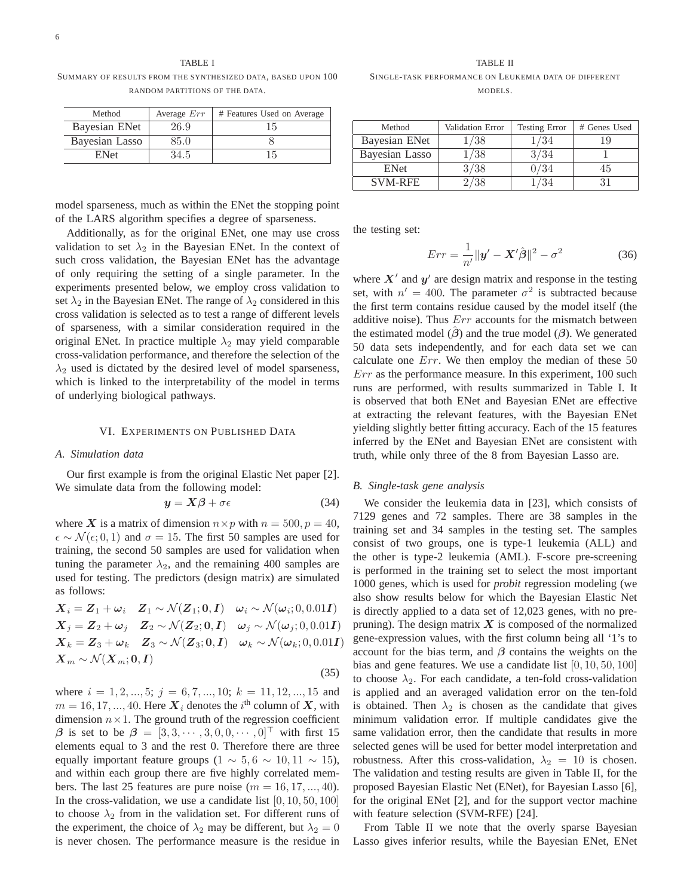TABLE I

SUMMARY OF RESULTS FROM THE SYNTHESIZED DATA, BASED UPON 100 RANDOM PARTITIONS OF THE DATA.

| Method | Average $Err$ | # Features Used on Average |
|---|---|---|
| Bayesian ENet | 26.9 | 15 |
| Bayesian Lasso | 85.0 | 8 |
| ENet | 34.5 | 15 |

model sparseness, much as within the ENet the stopping point of the LARS algorithm specifies a degree of sparseness.

Additionally, as for the original ENet, one may use cross validation to set $\lambda_2$ in the Bayesian ENet. In the context of such cross validation, the Bayesian ENet has the advantage of only requiring the setting of a single parameter. In the experiments presented below, we employ cross validation to set $\lambda_2$ in the Bayesian ENet. The range of $\lambda_2$ considered in this cross validation is selected as to test a range of different levels of sparseness, with a similar consideration required in the original ENet. In practice multiple $\lambda_2$ may yield comparable cross-validation performance, and therefore the selection of the $\lambda_2$ used is dictated by the desired level of model sparseness, which is linked to the interpretability of the model in terms of underlying biological pathways.

## VI. EXPERIMENTS ON PUBLISHED DATA

### A. Simulation data

Our first example is from the original Elastic Net paper [2]. We simulate data from the following model:

$$\boldsymbol{y} = \boldsymbol{X}\boldsymbol{\beta} + \sigma\epsilon \tag{34}$$

where $\boldsymbol{X}$ is a matrix of dimension $n \times p$ with $n = 500, p = 40$, $\epsilon \sim \mathcal{N}(\epsilon; 0, 1)$ and $\sigma = 15$. The first 50 samples are used for training, the second 50 samples are used for validation when tuning the parameter $\lambda_2$, and the remaining 400 samples are used for testing. The predictors (design matrix) are simulated as follows:

$$\begin{aligned}
&\boldsymbol{X}_i = \boldsymbol{Z}_1 + \boldsymbol{\omega}_i \quad \boldsymbol{Z}_1 \sim \mathcal{N}(\boldsymbol{Z}_1; \boldsymbol{0}, \boldsymbol{I}) \quad \boldsymbol{\omega}_i \sim \mathcal{N}(\boldsymbol{\omega}_i; 0, 0.01\boldsymbol{I}) \\
&\boldsymbol{X}_j = \boldsymbol{Z}_2 + \boldsymbol{\omega}_j \quad \boldsymbol{Z}_2 \sim \mathcal{N}(\boldsymbol{Z}_2; \boldsymbol{0}, \boldsymbol{I}) \quad \boldsymbol{\omega}_j \sim \mathcal{N}(\boldsymbol{\omega}_j; 0, 0.01\boldsymbol{I}) \\
&\boldsymbol{X}_k = \boldsymbol{Z}_3 + \boldsymbol{\omega}_k \quad \boldsymbol{Z}_3 \sim \mathcal{N}(\boldsymbol{Z}_3; \boldsymbol{0}, \boldsymbol{I}) \quad \boldsymbol{\omega}_k \sim \mathcal{N}(\boldsymbol{\omega}_k; 0, 0.01\boldsymbol{I}) \\
&\boldsymbol{X}_m \sim \mathcal{N}(\boldsymbol{X}_m; \boldsymbol{0}, \boldsymbol{I})
\end{aligned} \tag{35}$$

where $i = 1, 2, ..., 5$; $j = 6, 7, ..., 10$; $k = 11, 12, ..., 15$ and $m = 16, 17, ..., 40$. Here $\boldsymbol{X}_i$ denotes the $i^{\text{th}}$ column of $\boldsymbol{X}$, with dimension $n \times 1$. The ground truth of the regression coefficient $\boldsymbol{\beta}$ is set to be $\boldsymbol{\beta} = [3, 3, \cdots, 3, 0, 0, \cdots, 0]^\top$ with first 15 elements equal to 3 and the rest 0. Therefore there are three equally important feature groups ($1 \sim 5, 6 \sim 10, 11 \sim 15$), and within each group there are five highly correlated members. The last 25 features are pure noise ($m = 16, 17, ..., 40$). In the cross-validation, we use a candidate list $[0, 10, 50, 100]$ to choose $\lambda_2$ from in the validation set. For different runs of the experiment, the choice of $\lambda_2$ may be different, but $\lambda_2 = 0$ is never chosen. The performance measure is the residue in the testing set:

$$Err = \frac{1}{n'}\|\boldsymbol{y}' - \boldsymbol{X}'\hat{\boldsymbol{\beta}}\|^2 - \sigma^2 \tag{36}$$

where $\boldsymbol{X}'$ and $\boldsymbol{y}'$ are design matrix and response in the testing set, with $n' = 400$. The parameter $\sigma^2$ is subtracted because the first term contains residue caused by the model itself (the additive noise). Thus $Err$ accounts for the mismatch between the estimated model ($\hat{\boldsymbol{\beta}}$) and the true model ($\boldsymbol{\beta}$). We generated 50 data sets independently, and for each data set we can calculate one $Err$. We then employ the median of these 50 $Err$ as the performance measure. In this experiment, 100 such runs are performed, with results summarized in Table I. It is observed that both ENet and Bayesian ENet are effective at extracting the relevant features, with the Bayesian ENet yielding slightly better fitting accuracy. Each of the 15 features inferred by the ENet and Bayesian ENet are consistent with truth, while only three of the 8 from Bayesian Lasso are.

TABLE II

SINGLE-TASK PERFORMANCE ON LEUKEMIA DATA OF DIFFERENT MODELS.

| Method | Validation Error | Testing Error | # Genes Used |
|---|---|---|---|
| Bayesian ENet | $1/38$ | $1/34$ | 19 |
| Bayesian Lasso | $1/38$ | $3/34$ | 1 |
| ENet | $3/38$ | $0/34$ | 45 |
| SVM-RFE | $2/38$ | $1/34$ | 31 |

### B. Single-task gene analysis

We consider the leukemia data in [23], which consists of 7129 genes and 72 samples. There are 38 samples in the training set and 34 samples in the testing set. The samples consist of two groups, one is type-1 leukemia (ALL) and the other is type-2 leukemia (AML). F-score pre-screening is performed in the training set to select the most important 1000 genes, which is used for *probit* regression modeling (we also show results below for which the Bayesian Elastic Net is directly applied to a data set of 12,023 genes, with no pre-pruning). The design matrix $\boldsymbol{X}$ is composed of the normalized gene-expression values, with the first column being all '1's to account for the bias term, and $\boldsymbol{\beta}$ contains the weights on the bias and gene features. We use a candidate list $[0, 10, 50, 100]$ to choose $\lambda_2$. For each candidate, a ten-fold cross-validation is applied and an averaged validation error on the ten-fold is obtained. Then $\lambda_2$ is chosen as the candidate that gives minimum validation error. If multiple candidates give the same validation error, then the candidate that results in more selected genes will be used for better model interpretation and robustness. After this cross-validation, $\lambda_2 = 10$ is chosen. The validation and testing results are given in Table II, for the proposed Bayesian Elastic Net (ENet), for Bayesian Lasso [6], for the original ENet [2], and for the support vector machine with feature selection (SVM-RFE) [24].

From Table II we note that the overly sparse Bayesian Lasso gives inferior results, while the Bayesian ENet, ENet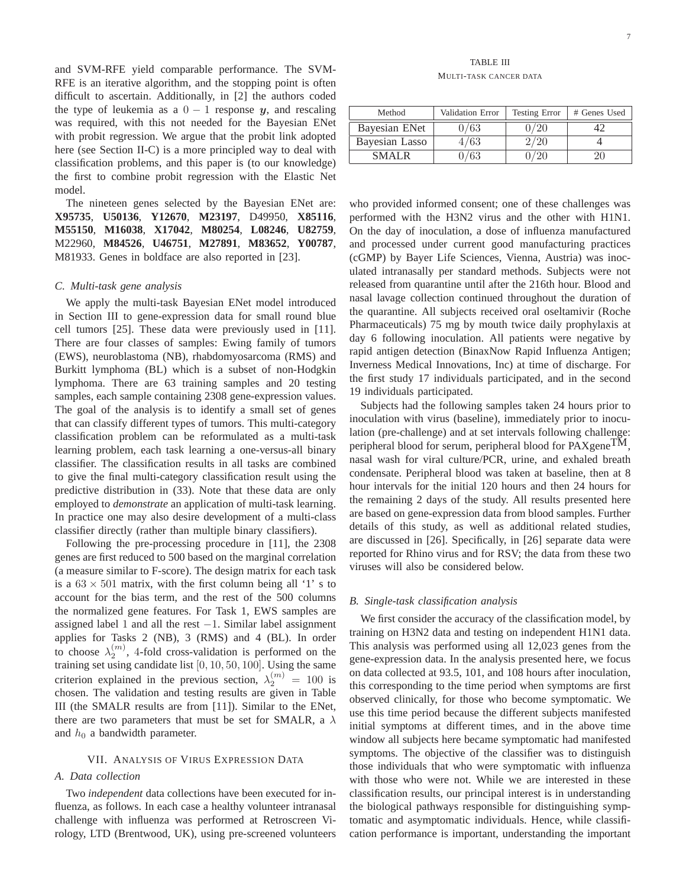and SVM-RFE yield comparable performance. The SVM-RFE is an iterative algorithm, and the stopping point is often difficult to ascertain. Additionally, in [2] the authors coded the type of leukemia as a $0-1$ response $\boldsymbol{y}$, and rescaling was required, with this not needed for the Bayesian ENet with probit regression. We argue that the probit link adopted here (see Section II-C) is a more principled way to deal with classification problems, and this paper is (to our knowledge) the first to combine probit regression with the Elastic Net model.

The nineteen genes selected by the Bayesian ENet are: **X95735**, **U50136**, **Y12670**, **M23197**, D49950, **X85116**, **M55150**, **M16038**, **X17042**, **M80254**, **L08246**, **U82759**, M22960, **M84526**, **U46751**, **M27891**, **M83652**, **Y00787**, M81933. Genes in boldface are also reported in [23].

### C. Multi-task gene analysis

We apply the multi-task Bayesian ENet model introduced in Section III to gene-expression data for small round blue cell tumors [25]. These data were previously used in [11]. There are four classes of samples: Ewing family of tumors (EWS), neuroblastoma (NB), rhabdomyosarcoma (RMS) and Burkitt lymphoma (BL) which is a subset of non-Hodgkin lymphoma. There are 63 training samples and 20 testing samples, each sample containing 2308 gene-expression values. The goal of the analysis is to identify a small set of genes that can classify different types of tumors. This multi-category classification problem can be reformulated as a multi-task learning problem, each task learning a one-versus-all binary classifier. The classification results in all tasks are combined to give the final multi-category classification result using the predictive distribution in (33). Note that these data are only employed to *demonstrate* an application of multi-task learning. In practice one may also desire development of a multi-class classifier directly (rather than multiple binary classifiers).

Following the pre-processing procedure in [11], the 2308 genes are first reduced to 500 based on the marginal correlation (a measure similar to F-score). The design matrix for each task is a $63 \times 501$ matrix, with the first column being all '1' s to account for the bias term, and the rest of the 500 columns the normalized gene features. For Task 1, EWS samples are assigned label 1 and all the rest $-1$. Similar label assignment applies for Tasks 2 (NB), 3 (RMS) and 4 (BL). In order to choose $\lambda_2^{(m)}$, 4-fold cross-validation is performed on the training set using candidate list $[0, 10, 50, 100]$. Using the same criterion explained in the previous section, $\lambda_2^{(m)} = 100$ is chosen. The validation and testing results are given in Table III (the SMALR results are from [11]). Similar to the ENet, there are two parameters that must be set for SMALR, a $\lambda$ and $h_0$ a bandwidth parameter.

TABLE III
MULTI-TASK CANCER DATA

| Method | Validation Error | Testing Error | # Genes Used |
|---|---|---|---|
| Bayesian ENet | $0/63$ | $0/20$ | 42 |
| Bayesian Lasso | $4/63$ | $2/20$ | 4 |
| SMALR | $0/63$ | $0/20$ | 20 |

## VII. Analysis of Virus Expression Data

### A. Data collection

Two *independent* data collections have been executed for influenza, as follows. In each case a healthy volunteer intranasal challenge with influenza was performed at Retroscreen Virology, LTD (Brentwood, UK), using pre-screened volunteers who provided informed consent; one of these challenges was performed with the H3N2 virus and the other with H1N1. On the day of inoculation, a dose of influenza manufactured and processed under current good manufacturing practices (cGMP) by Bayer Life Sciences, Vienna, Austria) was inoculated intranasally per standard methods. Subjects were not released from quarantine until after the 216th hour. Blood and nasal lavage collection continued throughout the duration of the quarantine. All subjects received oral oseltamivir (Roche Pharmaceuticals) 75 mg by mouth twice daily prophylaxis at day 6 following inoculation. All patients were negative by rapid antigen detection (BinaxNow Rapid Influenza Antigen; Inverness Medical Innovations, Inc) at time of discharge. For the first study 17 individuals participated, and in the second 19 individuals participated.

Subjects had the following samples taken 24 hours prior to inoculation with virus (baseline), immediately prior to inoculation (pre-challenge) and at set intervals following challenge: peripheral blood for serum, peripheral blood for PAXgene$^{\text{TM}}$, nasal wash for viral culture/PCR, urine, and exhaled breath condensate. Peripheral blood was taken at baseline, then at 8 hour intervals for the initial 120 hours and then 24 hours for the remaining 2 days of the study. All results presented here are based on gene-expression data from blood samples. Further details of this study, as well as additional related studies, are discussed in [26]. Specifically, in [26] separate data were reported for Rhino virus and for RSV; the data from these two viruses will also be considered below.

### B. Single-task classification analysis

We first consider the accuracy of the classification model, by training on H3N2 data and testing on independent H1N1 data. This analysis was performed using all 12,023 genes from the gene-expression data. In the analysis presented here, we focus on data collected at 93.5, 101, and 108 hours after inoculation, this corresponding to the time period when symptoms are first observed clinically, for those who become symptomatic. We use this time period because the different subjects manifested initial symptoms at different times, and in the above time window all subjects here became symptomatic had manifested symptoms. The objective of the classifier was to distinguish those individuals that who were symptomatic with influenza with those who were not. While we are interested in these classification results, our principal interest is in understanding the biological pathways responsible for distinguishing symptomatic and asymptomatic individuals. Hence, while classification performance is important, understanding the important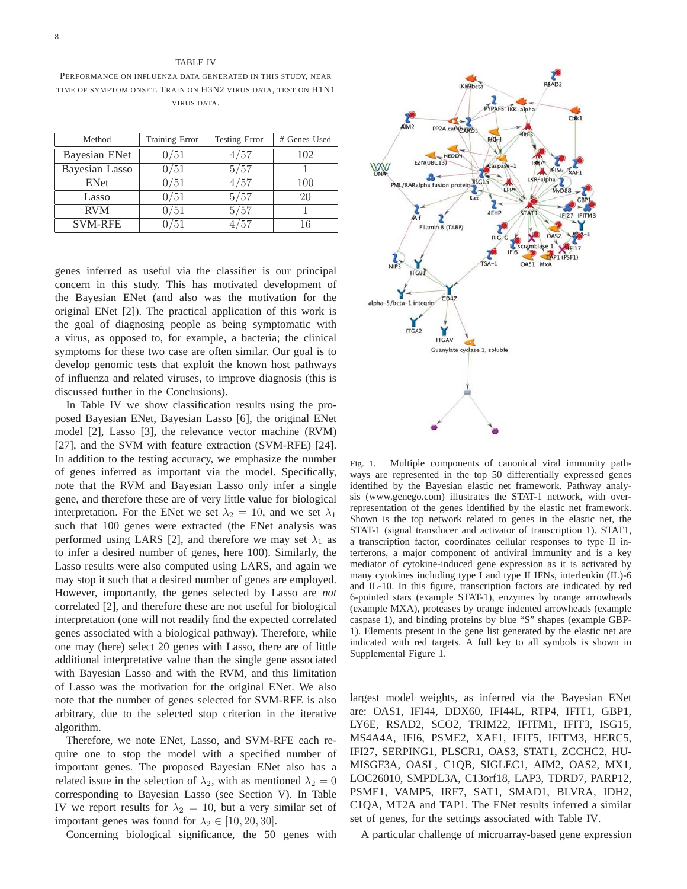TABLE IV

PERFORMANCE ON INFLUENZA DATA GENERATED IN THIS STUDY, NEAR TIME OF SYMPTOM ONSET. TRAIN ON H3N2 VIRUS DATA, TEST ON H1N1 VIRUS DATA.

| Method | Training Error | Testing Error | # Genes Used |
|---|---|---|---|
| Bayesian ENet | $0/51$ | $4/57$ | 102 |
| Bayesian Lasso | $0/51$ | $5/57$ | 1 |
| ENet | $0/51$ | $4/57$ | 100 |
| Lasso | $0/51$ | $5/57$ | 20 |
| RVM | $0/51$ | $5/57$ | 1 |
| SVM-RFE | $0/51$ | $4/57$ | 16 |

genes inferred as useful via the classifier is our principal concern in this study. This has motivated development of the Bayesian ENet (and also was the motivation for the original ENet [2]). The practical application of this work is the goal of diagnosing people as being symptomatic with a virus, as opposed to, for example, a bacteria; the clinical symptoms for these two case are often similar. Our goal is to develop genomic tests that exploit the known host pathways of influenza and related viruses, to improve diagnosis (this is discussed further in the Conclusions).

In Table IV we show classification results using the proposed Bayesian ENet, Bayesian Lasso [6], the original ENet model [2], Lasso [3], the relevance vector machine (RVM) [27], and the SVM with feature extraction (SVM-RFE) [24]. In addition to the testing accuracy, we emphasize the number of genes inferred as important via the model. Specifically, note that the RVM and Bayesian Lasso only infer a single gene, and therefore these are of very little value for biological interpretation. For the ENet we set $\lambda_2 = 10$, and we set $\lambda_1$ such that 100 genes were extracted (the ENet analysis was performed using LARS [2], and therefore we may set $\lambda_1$ as to infer a desired number of genes, here 100). Similarly, the Lasso results were also computed using LARS, and again we may stop it such that a desired number of genes are employed. However, importantly, the genes selected by Lasso are *not* correlated [2], and therefore these are not useful for biological interpretation (one will not readily find the expected correlated genes associated with a biological pathway). Therefore, while one may (here) select 20 genes with Lasso, there are of little additional interpretative value than the single gene associated with Bayesian Lasso and with the RVM, and this limitation of Lasso was the motivation for the original ENet. We also note that the number of genes selected for SVM-RFE is also arbitrary, due to the selected stop criterion in the iterative algorithm.

Therefore, we note ENet, Lasso, and SVM-RFE each require one to stop the model with a specified number of important genes. The proposed Bayesian ENet also has a related issue in the selection of $\lambda_2$, with as mentioned $\lambda_2 = 0$ corresponding to Bayesian Lasso (see Section V). In Table IV we report results for $\lambda_2 = 10$, but a very similar set of important genes was found for $\lambda_2 \in [10, 20, 30]$.

Concerning biological significance, the 50 genes with largest model weights, as inferred via the Bayesian ENet are: OAS1, IFI44, DDX60, IFI44L, RTP4, IFIT1, GBP1, LY6E, RSAD2, SCO2, TRIM22, IFITM1, IFIT3, ISG15, MS4A4A, IFI6, PSME2, XAF1, IFIT5, IFITM3, HERC5, IFI27, SERPING1, PLSCR1, OAS3, STAT1, ZCCHC2, HUMISGF3A, OASL, C1QB, SIGLEC1, AIM2, OAS2, MX1, LOC26010, SMPDL3A, C13orf18, LAP3, TDRD7, PARP12, PSME1, VAMP5, IRF7, SAT1, SMAD1, BLVRA, IDH2, C1QA, MT2A and TAP1. The ENet results inferred a similar set of genes, for the settings associated with Table IV.

Fig. 1. Multiple components of canonical viral immunity pathways are represented in the top 50 differentially expressed genes identified by the Bayesian elastic net framework. Pathway analysis (www.genego.com) illustrates the STAT-1 network, with over-representation of the genes identified by the elastic net framework. Shown is the top network related to genes in the elastic net, the STAT-1 (signal transducer and activator of transcription 1). STAT1, a transcription factor, coordinates cellular responses to type II interferons, a major component of antiviral immunity and is a key mediator of cytokine-induced gene expression as it is activated by many cytokines including type I and type II IFNs, interleukin (IL)-6 and IL-10. In this figure, transcription factors are indicated by red 6-pointed stars (example STAT-1), enzymes by orange arrowheads (example MXA), proteases by orange indented arrowheads (example caspase 1), and binding proteins by blue "S" shapes (example GBP-1). Elements present in the gene list generated by the elastic net are indicated with red targets. A full key to all symbols is shown in Supplemental Figure 1.

A particular challenge of microarray-based gene expression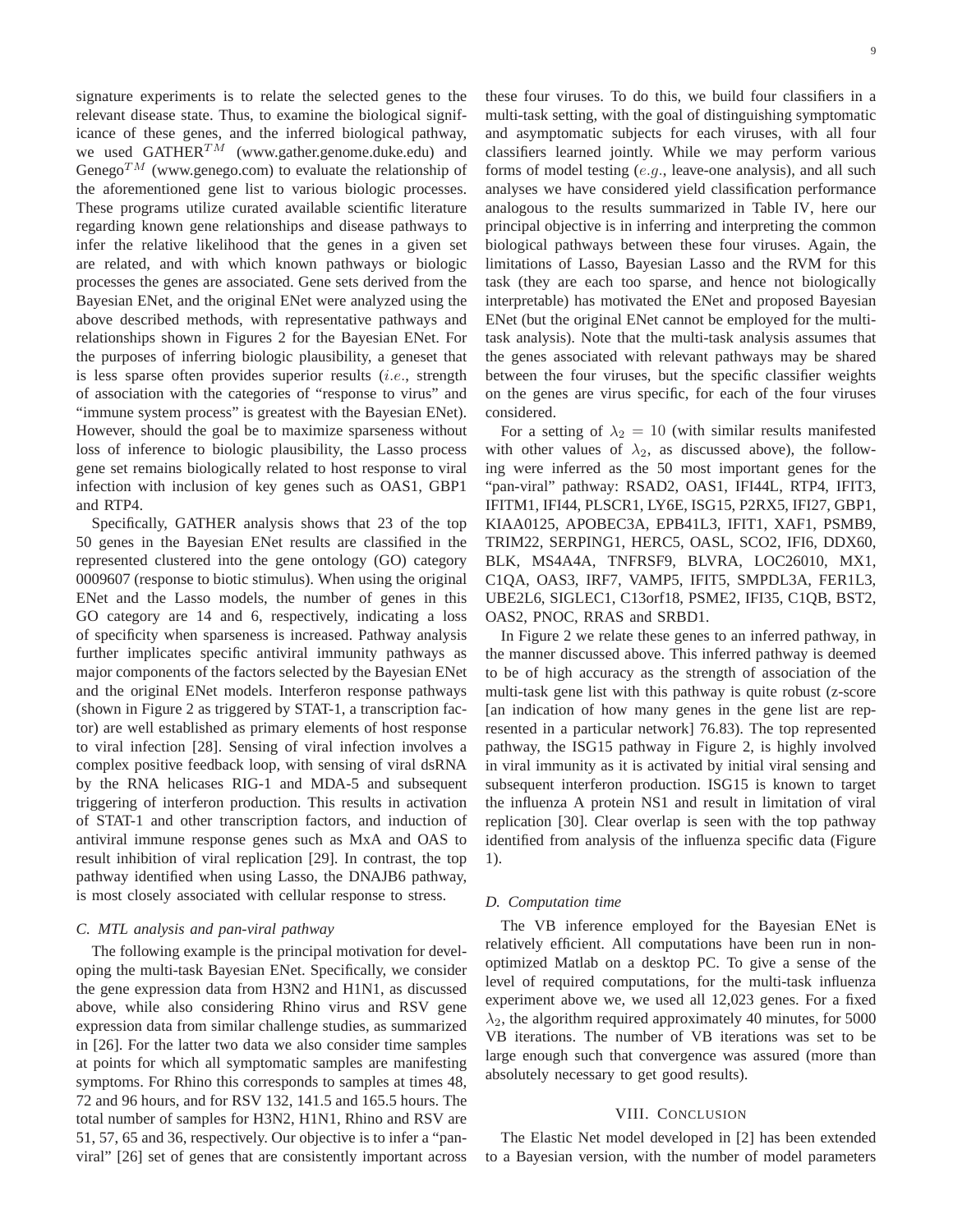signature experiments is to relate the selected genes to the relevant disease state. Thus, to examine the biological significance of these genes, and the inferred biological pathway, we used GATHER$^{TM}$ (www.gather.genome.duke.edu) and Genego$^{TM}$ (www.genego.com) to evaluate the relationship of the aforementioned gene list to various biologic processes. These programs utilize curated available scientific literature regarding known gene relationships and disease pathways to infer the relative likelihood that the genes in a given set are related, and with which known pathways or biologic processes the genes are associated. Gene sets derived from the Bayesian ENet, and the original ENet were analyzed using the above described methods, with representative pathways and relationships shown in Figures 2 for the Bayesian ENet. For the purposes of inferring biologic plausibility, a geneset that is less sparse often provides superior results (*i.e.*, strength of association with the categories of "response to virus" and "immune system process" is greatest with the Bayesian ENet). However, should the goal be to maximize sparseness without loss of inference to biologic plausibility, the Lasso process gene set remains biologically related to host response to viral infection with inclusion of key genes such as OAS1, GBP1 and RTP4.

Specifically, GATHER analysis shows that 23 of the top 50 genes in the Bayesian ENet results are classified in the represented clustered into the gene ontology (GO) category 0009607 (response to biotic stimulus). When using the original ENet and the Lasso models, the number of genes in this GO category are 14 and 6, respectively, indicating a loss of specificity when sparseness is increased. Pathway analysis further implicates specific antiviral immunity pathways as major components of the factors selected by the Bayesian ENet and the original ENet models. Interferon response pathways (shown in Figure 2 as triggered by STAT-1, a transcription factor) are well established as primary elements of host response to viral infection [28]. Sensing of viral infection involves a complex positive feedback loop, with sensing of viral dsRNA by the RNA helicases RIG-1 and MDA-5 and subsequent triggering of interferon production. This results in activation of STAT-1 and other transcription factors, and induction of antiviral immune response genes such as MxA and OAS to result inhibition of viral replication [29]. In contrast, the top pathway identified when using Lasso, the DNAJB6 pathway, is most closely associated with cellular response to stress.

### C. MTL analysis and pan-viral pathway

The following example is the principal motivation for developing the multi-task Bayesian ENet. Specifically, we consider the gene expression data from H3N2 and H1N1, as discussed above, while also considering Rhino virus and RSV gene expression data from similar challenge studies, as summarized in [26]. For the latter two data we also consider time samples at points for which all symptomatic samples are manifesting symptoms. For Rhino this corresponds to samples at times 48, 72 and 96 hours, and for RSV 132, 141.5 and 165.5 hours. The total number of samples for H3N2, H1N1, Rhino and RSV are 51, 57, 65 and 36, respectively. Our objective is to infer a "pan-viral" [26] set of genes that are consistently important across these four viruses. To do this, we build four classifiers in a multi-task setting, with the goal of distinguishing symptomatic and asymptomatic subjects for each viruses, with all four classifiers learned jointly. While we may perform various forms of model testing (*e.g.*, leave-one analysis), and all such analyses we have considered yield classification performance analogous to the results summarized in Table IV, here our principal objective is in inferring and interpreting the common biological pathways between these four viruses. Again, the limitations of Lasso, Bayesian Lasso and the RVM for this task (they are each too sparse, and hence not biologically interpretable) has motivated the ENet and proposed Bayesian ENet (but the original ENet cannot be employed for the multi-task analysis). Note that the multi-task analysis assumes that the genes associated with relevant pathways may be shared between the four viruses, but the specific classifier weights on the genes are virus specific, for each of the four viruses considered.

For a setting of $\lambda_2 = 10$ (with similar results manifested with other values of $\lambda_2$, as discussed above), the following were inferred as the 50 most important genes for the "pan-viral" pathway: RSAD2, OAS1, IFI44L, RTP4, IFIT3, IFITM1, IFI44, PLSCR1, LY6E, ISG15, P2RX5, IFI27, GBP1, KIAA0125, APOBEC3A, EPB41L3, IFIT1, XAF1, PSMB9, TRIM22, SERPING1, HERC5, OASL, SCO2, IFI6, DDX60, BLK, MS4A4A, TNFRSF9, BLVRA, LOC26010, MX1, C1QA, OAS3, IRF7, VAMP5, IFIT5, SMPDL3A, FER1L3, UBE2L6, SIGLEC1, C13orf18, PSME2, IFI35, C1QB, BST2, OAS2, PNOC, RRAS and SRBD1.

In Figure 2 we relate these genes to an inferred pathway, in the manner discussed above. This inferred pathway is deemed to be of high accuracy as the strength of association of the multi-task gene list with this pathway is quite robust (z-score [an indication of how many genes in the gene list are represented in a particular network] 76.83). The top represented pathway, the ISG15 pathway in Figure 2, is highly involved in viral immunity as it is activated by initial viral sensing and subsequent interferon production. ISG15 is known to target the influenza A protein NS1 and result in limitation of viral replication [30]. Clear overlap is seen with the top pathway identified from analysis of the influenza specific data (Figure 1).

### D. Computation time

The VB inference employed for the Bayesian ENet is relatively efficient. All computations have been run in non-optimized Matlab on a desktop PC. To give a sense of the level of required computations, for the multi-task influenza experiment above we, we used all 12,023 genes. For a fixed $\lambda_2$, the algorithm required approximately 40 minutes, for 5000 VB iterations. The number of VB iterations was set to be large enough such that convergence was assured (more than absolutely necessary to get good results).

## VIII. Conclusion

The Elastic Net model developed in [2] has been extended to a Bayesian version, with the number of model parameters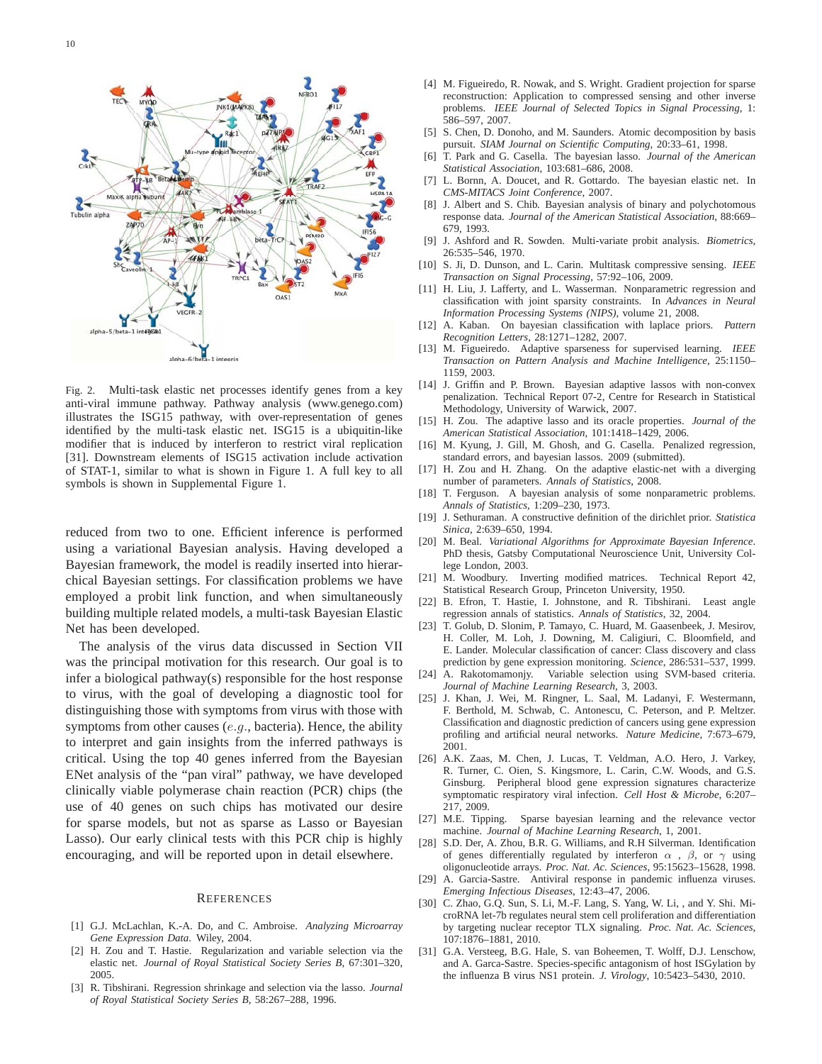TEC
MYOD
JNK1(MAPK8)
NFKBD1
IFI17
TSAP1
CRK
Rac1
p27KIP1
XAF1
Mu-type opioid receptor
ISG15
CBP1
IRF1
Crkl
PTP-1B
Beta-catenin
TEHP
EFP
TRAF2
HSPA1A
MaxiK alpha subunit
JAK2
STAT1
ISG-G
Tubulin alpha
Calmegin
Scramblase 1
ZAP70
NF-kB
IFI56
Fyn
beta-TrCP
PSME2
AP-1
IFI27
Shc
FAK1
OAS2
Caveolin-1
IFI6
TRPC1
Bax
ST2
I-kB
OAS1
MxA
VEGFR-2
alpha-5/beta-1 integrin
alpha-6/beta-1 integrin

Fig. 2. Multi-task elastic net processes identify genes from a key anti-viral immune pathway. Pathway analysis (www.genego.com) illustrates the ISG15 pathway, with over-representation of genes identified by the multi-task elastic net. ISG15 is a ubiquitin-like modifier that is induced by interferon to restrict viral replication [31]. Downstream elements of ISG15 activation include activation of STAT-1, similar to what is shown in Figure 1. A full key to all symbols is shown in Supplemental Figure 1.

reduced from two to one. Efficient inference is performed using a variational Bayesian analysis. Having developed a Bayesian framework, the model is readily inserted into hierarchical Bayesian settings. For classification problems we have employed a probit link function, and when simultaneously building multiple related models, a multi-task Bayesian Elastic Net has been developed.

The analysis of the virus data discussed in Section VII was the principal motivation for this research. Our goal is to infer a biological pathway(s) responsible for the host response to virus, with the goal of developing a diagnostic tool for distinguishing those with symptoms from virus with those with symptoms from other causes (*e.g.*, bacteria). Hence, the ability to interpret and gain insights from the inferred pathways is critical. Using the top 40 genes inferred from the Bayesian ENet analysis of the "pan viral" pathway, we have developed clinically viable polymerase chain reaction (PCR) chips (the use of 40 genes on such chips has motivated our desire for sparse models, but not as sparse as Lasso or Bayesian Lasso). Our early clinical tests with this PCR chip is highly encouraging, and will be reported upon in detail elsewhere.

## References

[1] G.J. McLachlan, K.-A. Do, and C. Ambroise. *Analyzing Microarray Gene Expression Data*. Wiley, 2004.

[2] H. Zou and T. Hastie. Regularization and variable selection via the elastic net. *Journal of Royal Statistical Society Series B*, 67:301–320, 2005.

[3] R. Tibshirani. Regression shrinkage and selection via the lasso. *Journal of Royal Statistical Society Series B*, 58:267–288, 1996.

[4] M. Figueiredo, R. Nowak, and S. Wright. Gradient projection for sparse reconstruction: Application to compressed sensing and other inverse problems. *IEEE Journal of Selected Topics in Signal Processing*, 1: 586–597, 2007.

[5] S. Chen, D. Donoho, and M. Saunders. Atomic decomposition by basis pursuit. *SIAM Journal on Scientific Computing*, 20:33–61, 1998.

[6] T. Park and G. Casella. The bayesian lasso. *Journal of the American Statistical Association*, 103:681–686, 2008.

[7] L. Bornn, A. Doucet, and R. Gottardo. The bayesian elastic net. In *CMS-MITACS Joint Conference*, 2007.

[8] J. Albert and S. Chib. Bayesian analysis of binary and polychotomous response data. *Journal of the American Statistical Association*, 88:669–679, 1993.

[9] J. Ashford and R. Sowden. Multi-variate probit analysis. *Biometrics*, 26:535–546, 1970.

[10] S. Ji, D. Dunson, and L. Carin. Multitask compressive sensing. *IEEE Transaction on Signal Processing*, 57:92–106, 2009.

[11] H. Liu, J. Lafferty, and L. Wasserman. Nonparametric regression and classification with joint sparsity constraints. In *Advances in Neural Information Processing Systems (NIPS)*, volume 21, 2008.

[12] A. Kaban. On bayesian classification with laplace priors. *Pattern Recognition Letters*, 28:1271–1282, 2007.

[13] M. Figueiredo. Adaptive sparseness for supervised learning. *IEEE Transaction on Pattern Analysis and Machine Intelligence*, 25:1150–1159, 2003.

[14] J. Griffin and P. Brown. Bayesian adaptive lassos with non-convex penalization. Technical Report 07-2, Centre for Research in Statistical Methodology, University of Warwick, 2007.

[15] H. Zou. The adaptive lasso and its oracle properties. *Journal of the American Statistical Association*, 101:1418–1429, 2006.

[16] M. Kyung, J. Gill, M. Ghosh, and G. Casella. Penalized regression, standard errors, and bayesian lassos. 2009 (submitted).

[17] H. Zou and H. Zhang. On the adaptive elastic-net with a diverging number of parameters. *Annals of Statistics*, 2008.

[18] T. Ferguson. A bayesian analysis of some nonparametric problems. *Annals of Statistics*, 1:209–230, 1973.

[19] J. Sethuraman. A constructive definition of the dirichlet prior. *Statistica Sinica*, 2:639–650, 1994.

[20] M. Beal. *Variational Algorithms for Approximate Bayesian Inference*. PhD thesis, Gatsby Computational Neuroscience Unit, University College London, 2003.

[21] M. Woodbury. Inverting modified matrices. Technical Report 42, Statistical Research Group, Princeton University, 1950.

[22] B. Efron, T. Hastie, I. Johnstone, and R. Tibshirani. Least angle regression annals of statistics. *Annals of Statistics*, 32, 2004.

[23] T. Golub, D. Slonim, P. Tamayo, C. Huard, M. Gaasenbeek, J. Mesirov, H. Coller, M. Loh, J. Downing, M. Caligiuri, C. Bloomfield, and E. Lander. Molecular classification of cancer: Class discovery and class prediction by gene expression monitoring. *Science*, 286:531–537, 1999.

[24] A. Rakotomamonjy. Variable selection using SVM-based criteria. *Journal of Machine Learning Research*, 3, 2003.

[25] J. Khan, J. Wei, M. Ringner, L. Saal, M. Ladanyi, F. Westermann, F. Berthold, M. Schwab, C. Antonescu, C. Peterson, and P. Meltzer. Classification and diagnostic prediction of cancers using gene expression profiling and artificial neural networks. *Nature Medicine*, 7:673–679, 2001.

[26] A.K. Zaas, M. Chen, J. Lucas, T. Veldman, A.O. Hero, J. Varkey, R. Turner, C. Oien, S. Kingsmore, L. Carin, C.W. Woods, and G.S. Ginsburg. Peripheral blood gene expression signatures characterize symptomatic respiratory viral infection. *Cell Host & Microbe*, 6:207–217, 2009.

[27] M.E. Tipping. Sparse bayesian learning and the relevance vector machine. *Journal of Machine Learning Research*, 1, 2001.

[28] S.D. Der, A. Zhou, B.R. G. Williams, and R.H Silverman. Identification of genes differentially regulated by interferon $\alpha$ , $\beta$, or $\gamma$ using oligonucleotide arrays. *Proc. Nat. Ac. Sciences*, 95:15623–15628, 1998.

[29] A. Garcia-Sastre. Antiviral response in pandemic influenza viruses. *Emerging Infectious Diseases*, 12:43–47, 2006.

[30] C. Zhao, G.Q. Sun, S. Li, M.-F. Lang, S. Yang, W. Li, , and Y. Shi. MicroRNA let-7b regulates neural stem cell proliferation and differentiation by targeting nuclear receptor TLX signaling. *Proc. Nat. Ac. Sciences*, 107:1876–1881, 2010.

[31] G.A. Versteeg, B.G. Hale, S. van Boheemen, T. Wolff, D.J. Lenschow, and A. Garca-Sastre. Species-specific antagonism of host ISGylation by the influenza B virus NS1 protein. *J. Virology*, 10:5423–5430, 2010.